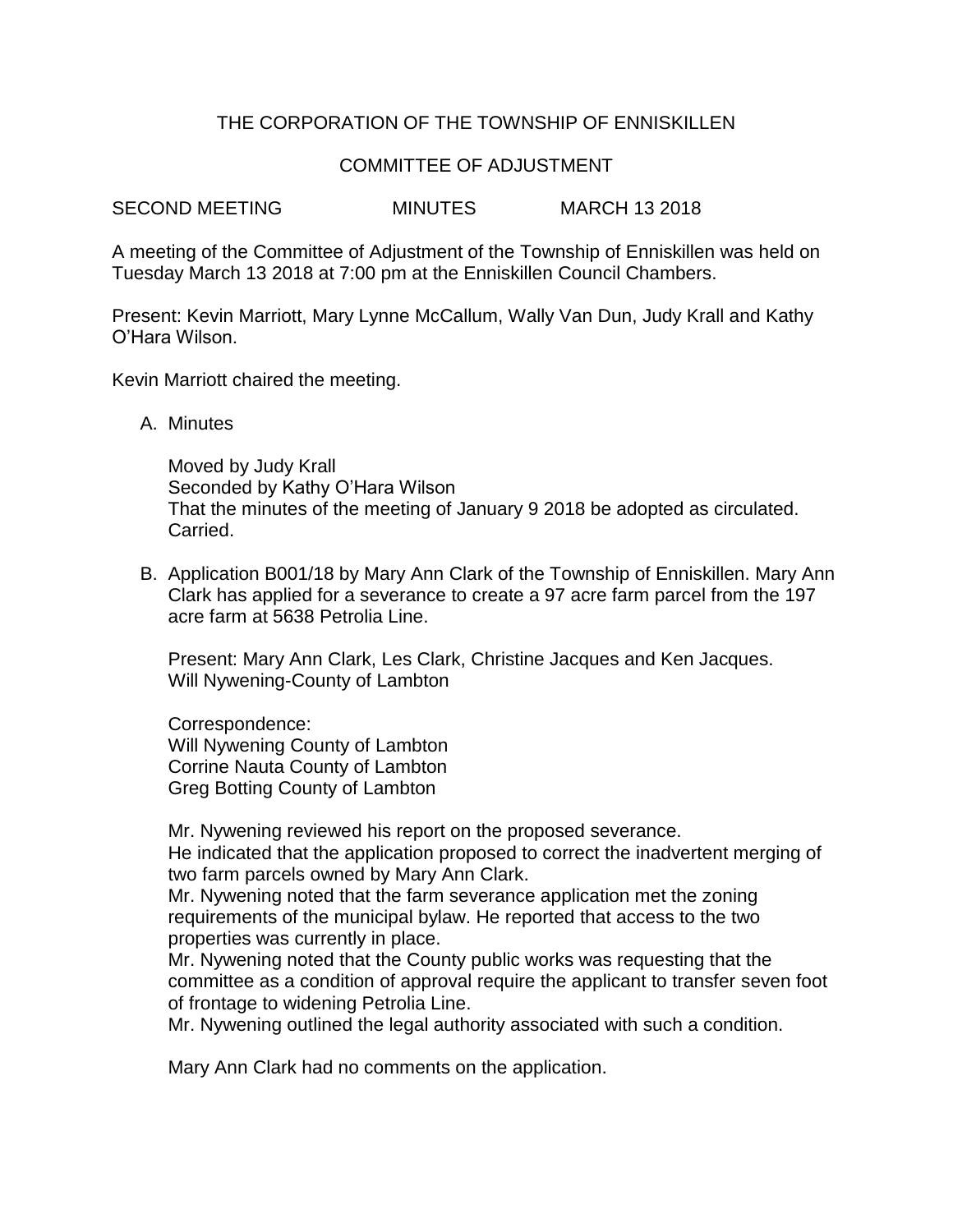THE CORPORATION OF THE TOWNSHIP OF ENNISKILLEN

COMMITTEE OF ADJUSTMENT

SECOND MEETING MINUTES MARCH 13 2018

A meeting of the Committee of Adjustment of the Township of Enniskillen was held on Tuesday March 13 2018 at 7:00 pm at the Enniskillen Council Chambers.

Present: Kevin Marriott, Mary Lynne McCallum, Wally Van Dun, Judy Krall and Kathy O'Hara Wilson.

Kevin Marriott chaired the meeting.

A. Minutes

   Moved by Judy Krall
   Seconded by Kathy O'Hara Wilson
   That the minutes of the meeting of January 9 2018 be adopted as circulated.
   Carried.

B. Application B001/18 by Mary Ann Clark of the Township of Enniskillen. Mary Ann Clark has applied for a severance to create a 97 acre farm parcel from the 197 acre farm at 5638 Petrolia Line.

   Present: Mary Ann Clark, Les Clark, Christine Jacques and Ken Jacques.
   Will Nywening-County of Lambton

   Correspondence:
   Will Nywening County of Lambton
   Corrine Nauta County of Lambton
   Greg Botting County of Lambton

   Mr. Nywening reviewed his report on the proposed severance.
   He indicated that the application proposed to correct the inadvertent merging of two farm parcels owned by Mary Ann Clark.
   Mr. Nywening noted that the farm severance application met the zoning requirements of the municipal bylaw. He reported that access to the two properties was currently in place.
   Mr. Nywening noted that the County public works was requesting that the committee as a condition of approval require the applicant to transfer seven foot of frontage to widening Petrolia Line.
   Mr. Nywening outlined the legal authority associated with such a condition.

   Mary Ann Clark had no comments on the application.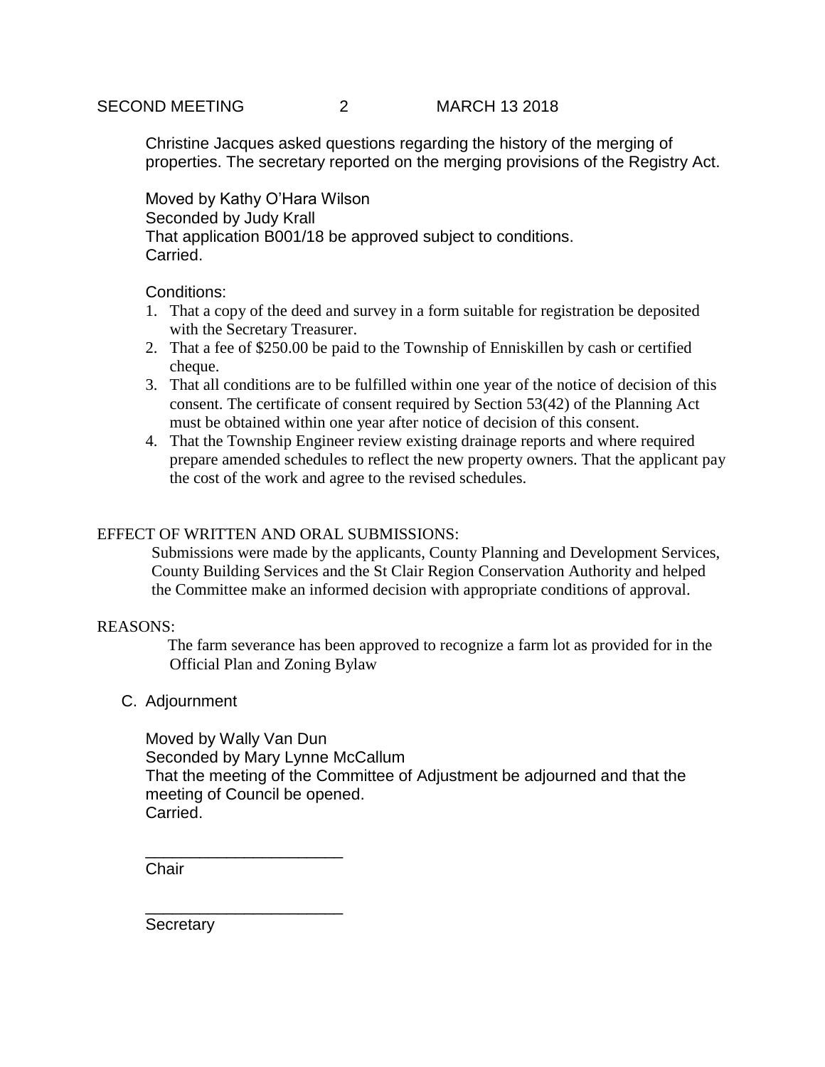Christine Jacques asked questions regarding the history of the merging of properties. The secretary reported on the merging provisions of the Registry Act.

Moved by Kathy O'Hara Wilson
Seconded by Judy Krall
That application B001/18 be approved subject to conditions.
Carried.

Conditions:

1. That a copy of the deed and survey in a form suitable for registration be deposited with the Secretary Treasurer.
2. That a fee of $250.00 be paid to the Township of Enniskillen by cash or certified cheque.
3. That all conditions are to be fulfilled within one year of the notice of decision of this consent. The certificate of consent required by Section 53(42) of the Planning Act must be obtained within one year after notice of decision of this consent.
4. That the Township Engineer review existing drainage reports and where required prepare amended schedules to reflect the new property owners. That the applicant pay the cost of the work and agree to the revised schedules.

EFFECT OF WRITTEN AND ORAL SUBMISSIONS:

Submissions were made by the applicants, County Planning and Development Services, County Building Services and the St Clair Region Conservation Authority and helped the Committee make an informed decision with appropriate conditions of approval.

REASONS:

The farm severance has been approved to recognize a farm lot as provided for in the Official Plan and Zoning Bylaw

C. Adjournment

Moved by Wally Van Dun
Seconded by Mary Lynne McCallum
That the meeting of the Committee of Adjustment be adjourned and that the meeting of Council be opened.
Carried.

______________________
Chair

______________________
Secretary